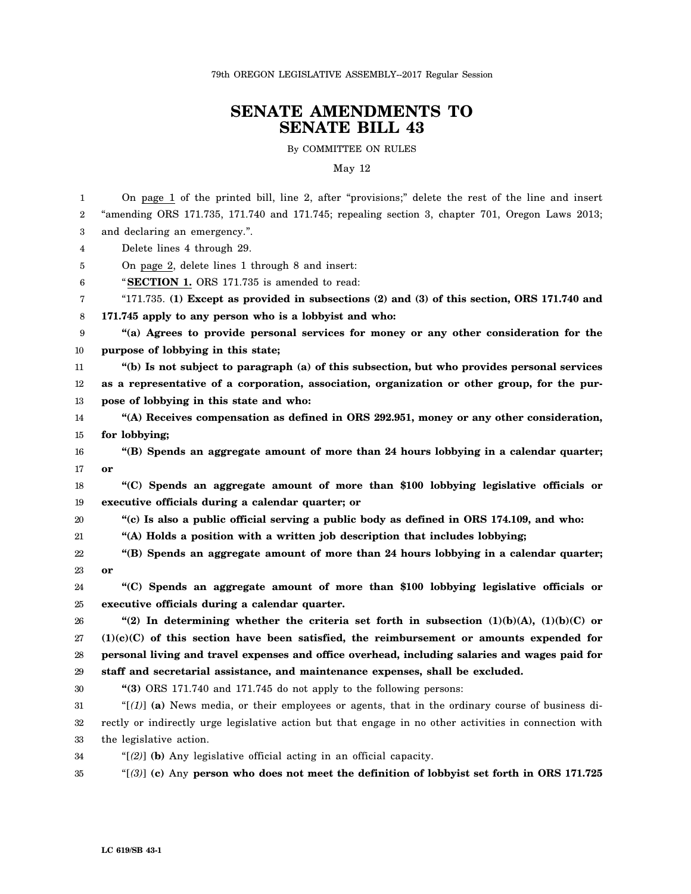79th OREGON LEGISLATIVE ASSEMBLY--2017 Regular Session

# SENATE AMENDMENTS TO SENATE BILL 43

By COMMITTEE ON RULES

May 12

On page 1 of the printed bill, line 2, after "provisions;" delete the rest of the line and insert "amending ORS 171.735, 171.740 and 171.745; repealing section 3, chapter 701, Oregon Laws 2013; and declaring an emergency.".

Delete lines 4 through 29.

On page 2, delete lines 1 through 8 and insert:

"**SECTION 1.** ORS 171.735 is amended to read:

"171.735. **(1) Except as provided in subsections (2) and (3) of this section, ORS 171.740 and 171.745 apply to any person who is a lobbyist and who:**

**"(a) Agrees to provide personal services for money or any other consideration for the purpose of lobbying in this state;**

**"(b) Is not subject to paragraph (a) of this subsection, but who provides personal services as a representative of a corporation, association, organization or other group, for the purpose of lobbying in this state and who:**

**"(A) Receives compensation as defined in ORS 292.951, money or any other consideration, for lobbying;**

**"(B) Spends an aggregate amount of more than 24 hours lobbying in a calendar quarter; or**

**"(C) Spends an aggregate amount of more than $100 lobbying legislative officials or executive officials during a calendar quarter; or**

**"(c) Is also a public official serving a public body as defined in ORS 174.109, and who:**

**"(A) Holds a position with a written job description that includes lobbying;**

**"(B) Spends an aggregate amount of more than 24 hours lobbying in a calendar quarter; or**

**"(C) Spends an aggregate amount of more than $100 lobbying legislative officials or executive officials during a calendar quarter.**

**"(2) In determining whether the criteria set forth in subsection (1)(b)(A), (1)(b)(C) or (1)(c)(C) of this section have been satisfied, the reimbursement or amounts expended for personal living and travel expenses and office overhead, including salaries and wages paid for staff and secretarial assistance, and maintenance expenses, shall be excluded.**

"**(3)** ORS 171.740 and 171.745 do not apply to the following persons:

"[*(1)*] **(a)** News media, or their employees or agents, that in the ordinary course of business directly or indirectly urge legislative action but that engage in no other activities in connection with the legislative action.

"[*(2)*] **(b)** Any legislative official acting in an official capacity.

"[*(3)*] **(c)** Any **person who does not meet the definition of lobbyist set forth in ORS 171.725**

LC 619/SB 43-1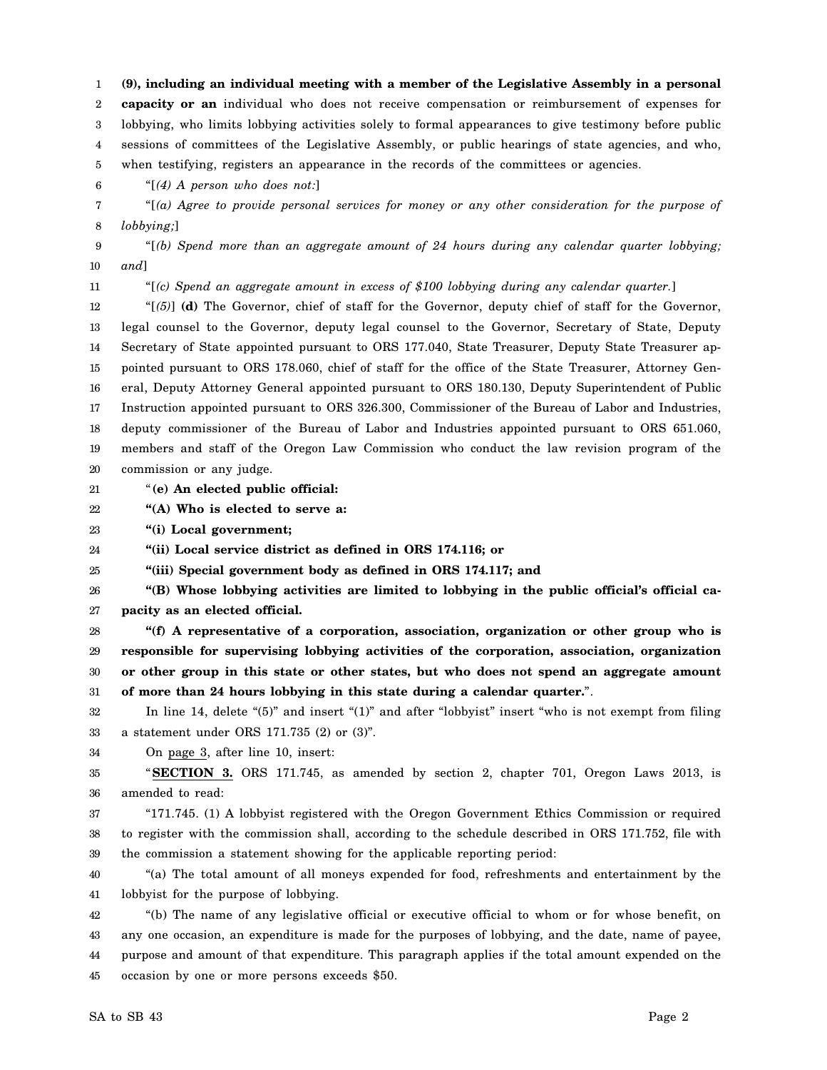**(9), including an individual meeting with a member of the Legislative Assembly in a personal capacity or an** individual who does not receive compensation or reimbursement of expenses for lobbying, who limits lobbying activities solely to formal appearances to give testimony before public sessions of committees of the Legislative Assembly, or public hearings of state agencies, and who, when testifying, registers an appearance in the records of the committees or agencies.

"[*(4) A person who does not:*]

"[*(a) Agree to provide personal services for money or any other consideration for the purpose of lobbying;*]

"[*(b) Spend more than an aggregate amount of 24 hours during any calendar quarter lobbying; and*]

"[*(c) Spend an aggregate amount in excess of $100 lobbying during any calendar quarter.*]

"[*(5)*] **(d)** The Governor, chief of staff for the Governor, deputy chief of staff for the Governor, legal counsel to the Governor, deputy legal counsel to the Governor, Secretary of State, Deputy Secretary of State appointed pursuant to ORS 177.040, State Treasurer, Deputy State Treasurer appointed pursuant to ORS 178.060, chief of staff for the office of the State Treasurer, Attorney General, Deputy Attorney General appointed pursuant to ORS 180.130, Deputy Superintendent of Public Instruction appointed pursuant to ORS 326.300, Commissioner of the Bureau of Labor and Industries, deputy commissioner of the Bureau of Labor and Industries appointed pursuant to ORS 651.060, members and staff of the Oregon Law Commission who conduct the law revision program of the commission or any judge.

"**(e) An elected public official:**

**"(A) Who is elected to serve a:**

**"(i) Local government;**

**"(ii) Local service district as defined in ORS 174.116; or**

**"(iii) Special government body as defined in ORS 174.117; and**

**"(B) Whose lobbying activities are limited to lobbying in the public official's official capacity as an elected official.**

**"(f) A representative of a corporation, association, organization or other group who is responsible for supervising lobbying activities of the corporation, association, organization or other group in this state or other states, but who does not spend an aggregate amount of more than 24 hours lobbying in this state during a calendar quarter.**".

In line 14, delete "(5)" and insert "(1)" and after "lobbyist" insert "who is not exempt from filing a statement under ORS 171.735 (2) or (3)".

On page 3, after line 10, insert:

"**SECTION 3.** ORS 171.745, as amended by section 2, chapter 701, Oregon Laws 2013, is amended to read:

"171.745. (1) A lobbyist registered with the Oregon Government Ethics Commission or required to register with the commission shall, according to the schedule described in ORS 171.752, file with the commission a statement showing for the applicable reporting period:

"(a) The total amount of all moneys expended for food, refreshments and entertainment by the lobbyist for the purpose of lobbying.

"(b) The name of any legislative official or executive official to whom or for whose benefit, on any one occasion, an expenditure is made for the purposes of lobbying, and the date, name of payee, purpose and amount of that expenditure. This paragraph applies if the total amount expended on the occasion by one or more persons exceeds $50.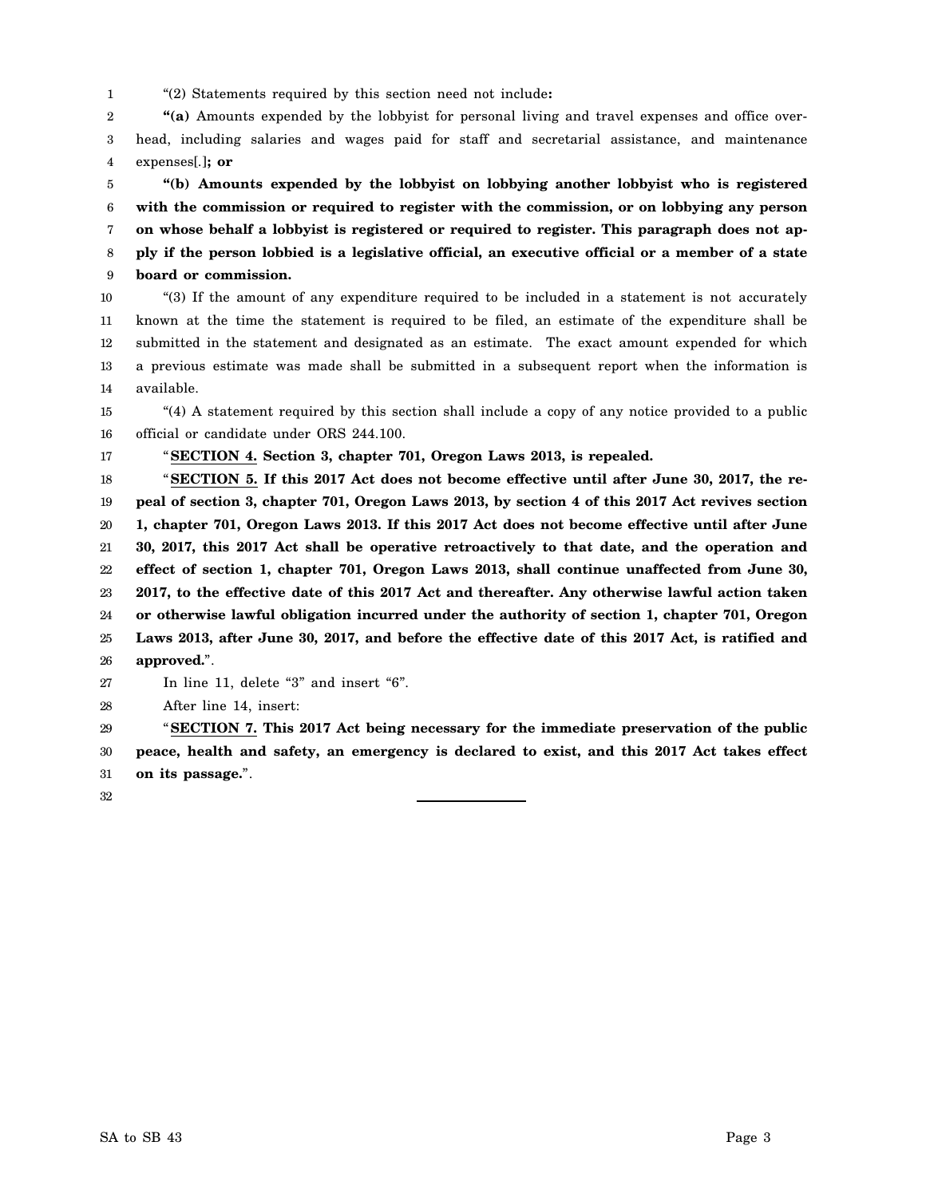"(2) Statements required by this section need not include**:**

**"(a)** Amounts expended by the lobbyist for personal living and travel expenses and office overhead, including salaries and wages paid for staff and secretarial assistance, and maintenance expenses[.]**; or**

**"(b) Amounts expended by the lobbyist on lobbying another lobbyist who is registered with the commission or required to register with the commission, or on lobbying any person on whose behalf a lobbyist is registered or required to register. This paragraph does not apply if the person lobbied is a legislative official, an executive official or a member of a state board or commission.**

"(3) If the amount of any expenditure required to be included in a statement is not accurately known at the time the statement is required to be filed, an estimate of the expenditure shall be submitted in the statement and designated as an estimate. The exact amount expended for which a previous estimate was made shall be submitted in a subsequent report when the information is available.

"(4) A statement required by this section shall include a copy of any notice provided to a public official or candidate under ORS 244.100.

"**SECTION 4. Section 3, chapter 701, Oregon Laws 2013, is repealed.**

"**SECTION 5. If this 2017 Act does not become effective until after June 30, 2017, the repeal of section 3, chapter 701, Oregon Laws 2013, by section 4 of this 2017 Act revives section 1, chapter 701, Oregon Laws 2013. If this 2017 Act does not become effective until after June 30, 2017, this 2017 Act shall be operative retroactively to that date, and the operation and effect of section 1, chapter 701, Oregon Laws 2013, shall continue unaffected from June 30, 2017, to the effective date of this 2017 Act and thereafter. Any otherwise lawful action taken or otherwise lawful obligation incurred under the authority of section 1, chapter 701, Oregon Laws 2013, after June 30, 2017, and before the effective date of this 2017 Act, is ratified and approved.**".

In line 11, delete "3" and insert "6".

After line 14, insert:

"**SECTION 7. This 2017 Act being necessary for the immediate preservation of the public peace, health and safety, an emergency is declared to exist, and this 2017 Act takes effect on its passage.**".